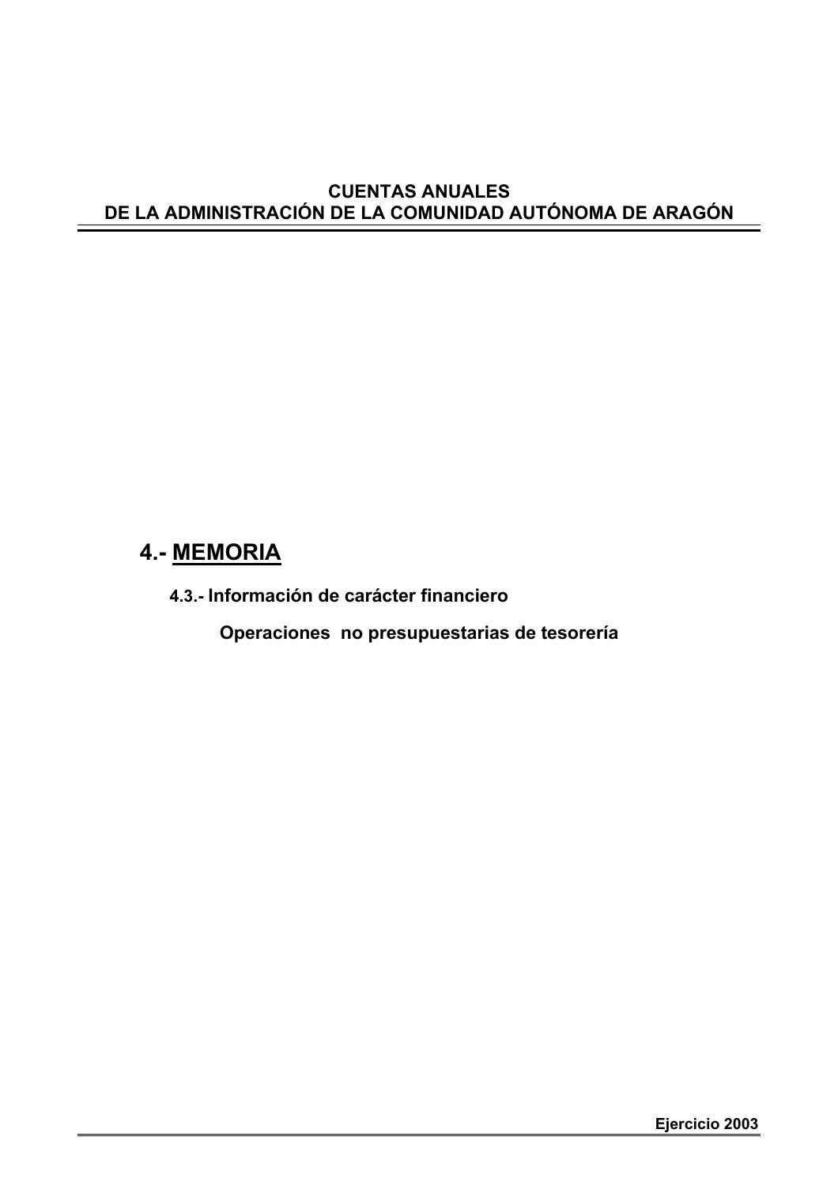**CUENTAS ANUALES**
**DE LA ADMINISTRACIÓN DE LA COMUNIDAD AUTÓNOMA DE ARAGÓN**

# 4.- MEMORIA

## 4.3.- Información de carácter financiero

### Operaciones no presupuestarias de tesorería

**Ejercicio 2003**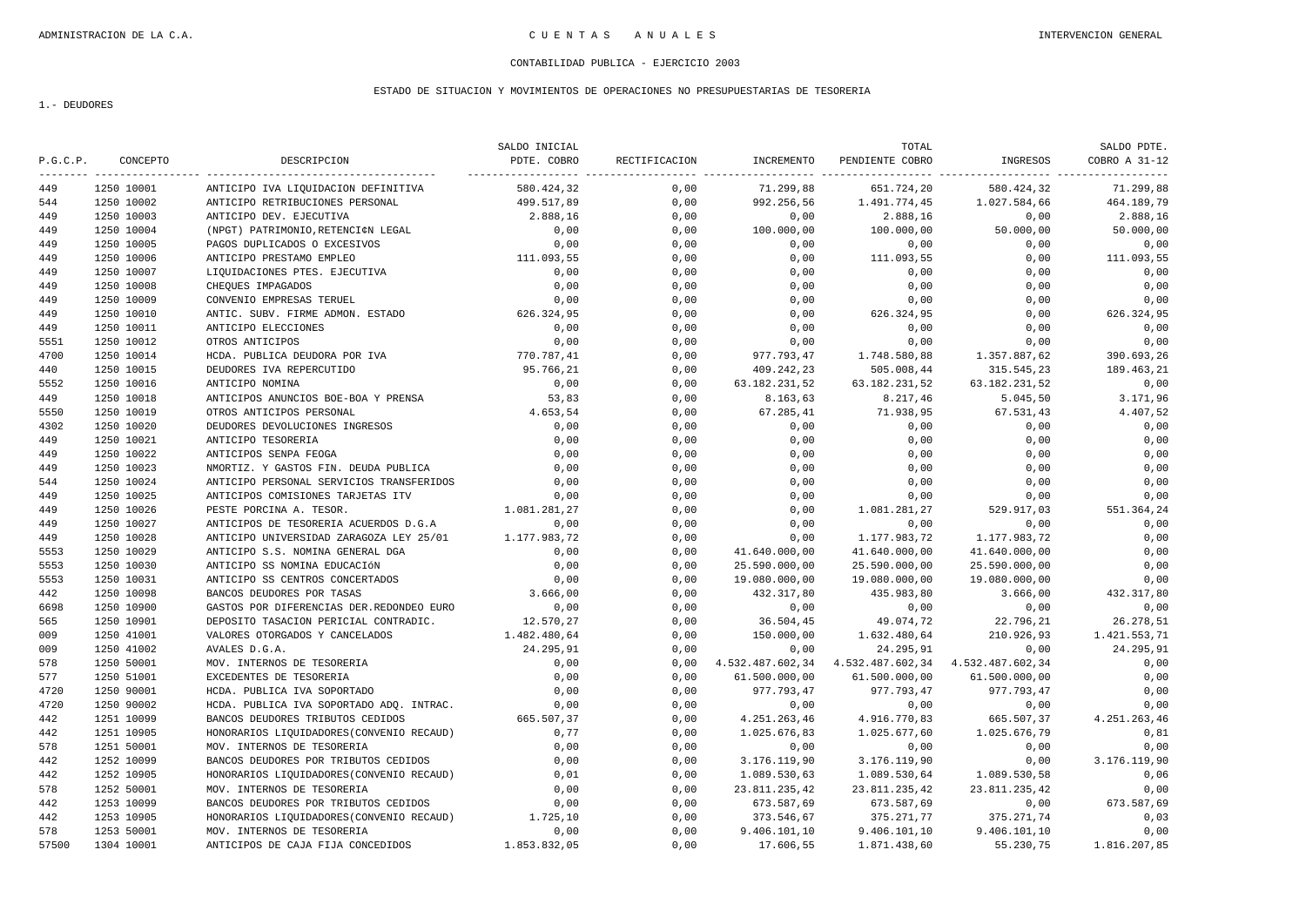CONTABILIDAD PUBLICA - EJERCICIO 2003

ESTADO DE SITUACION Y MOVIMIENTOS DE OPERACIONES NO PRESUPUESTARIAS DE TESORERIA

1.- DEUDORES

| P.G.C.P. | CONCEPTO | DESCRIPCION | SALDO INICIAL PDTE. COBRO | RECTIFICACION | INCREMENTO | TOTAL PENDIENTE COBRO | INGRESOS | SALDO PDTE. COBRO A 31-12 |
|---|---|---|---|---|---|---|---|---|
| 449 | 1250 10001 | ANTICIPO IVA LIQUIDACION DEFINITIVA | 580.424,32 | 0,00 | 71.299,88 | 651.724,20 | 580.424,32 | 71.299,88 |
| 544 | 1250 10002 | ANTICIPO RETRIBUCIONES PERSONAL | 499.517,89 | 0,00 | 992.256,56 | 1.491.774,45 | 1.027.584,66 | 464.189,79 |
| 449 | 1250 10003 | ANTICIPO DEV. EJECUTIVA | 2.888,16 | 0,00 | 0,00 | 2.888,16 | 0,00 | 2.888,16 |
| 449 | 1250 10004 | (NPGT) PATRIMONIO,RETENCI¢N LEGAL | 0,00 | 0,00 | 100.000,00 | 100.000,00 | 50.000,00 | 50.000,00 |
| 449 | 1250 10005 | PAGOS DUPLICADOS O EXCESIVOS | 0,00 | 0,00 | 0,00 | 0,00 | 0,00 | 0,00 |
| 449 | 1250 10006 | ANTICIPO PRESTAMO EMPLEO | 111.093,55 | 0,00 | 0,00 | 111.093,55 | 0,00 | 111.093,55 |
| 449 | 1250 10007 | LIQUIDACIONES PTES. EJECUTIVA | 0,00 | 0,00 | 0,00 | 0,00 | 0,00 | 0,00 |
| 449 | 1250 10008 | CHEQUES IMPAGADOS | 0,00 | 0,00 | 0,00 | 0,00 | 0,00 | 0,00 |
| 449 | 1250 10009 | CONVENIO EMPRESAS TERUEL | 0,00 | 0,00 | 0,00 | 0,00 | 0,00 | 0,00 |
| 449 | 1250 10010 | ANTIC. SUBV. FIRME ADMON. ESTADO | 626.324,95 | 0,00 | 0,00 | 626.324,95 | 0,00 | 626.324,95 |
| 449 | 1250 10011 | ANTICIPO ELECCIONES | 0,00 | 0,00 | 0,00 | 0,00 | 0,00 | 0,00 |
| 5551 | 1250 10012 | OTROS ANTICIPOS | 0,00 | 0,00 | 0,00 | 0,00 | 0,00 | 0,00 |
| 4700 | 1250 10014 | HCDA. PUBLICA DEUDORA POR IVA | 770.787,41 | 0,00 | 977.793,47 | 1.748.580,88 | 1.357.887,62 | 390.693,26 |
| 440 | 1250 10015 | DEUDORES IVA REPERCUTIDO | 95.766,21 | 0,00 | 409.242,23 | 505.008,44 | 315.545,23 | 189.463,21 |
| 5552 | 1250 10016 | ANTICIPO NOMINA | 0,00 | 0,00 | 63.182.231,52 | 63.182.231,52 | 63.182.231,52 | 0,00 |
| 449 | 1250 10018 | ANTICIPOS ANUNCIOS BOE-BOA Y PRENSA | 53,83 | 0,00 | 8.163,63 | 8.217,46 | 5.045,50 | 3.171,96 |
| 5550 | 1250 10019 | OTROS ANTICIPOS PERSONAL | 4.653,54 | 0,00 | 67.285,41 | 71.938,95 | 67.531,43 | 4.407,52 |
| 4302 | 1250 10020 | DEUDORES DEVOLUCIONES INGRESOS | 0,00 | 0,00 | 0,00 | 0,00 | 0,00 | 0,00 |
| 449 | 1250 10021 | ANTICIPO TESORERIA | 0,00 | 0,00 | 0,00 | 0,00 | 0,00 | 0,00 |
| 449 | 1250 10022 | ANTICIPOS SENPA FEOGA | 0,00 | 0,00 | 0,00 | 0,00 | 0,00 | 0,00 |
| 449 | 1250 10023 | NMORTIZ. Y GASTOS FIN. DEUDA PUBLICA | 0,00 | 0,00 | 0,00 | 0,00 | 0,00 | 0,00 |
| 544 | 1250 10024 | ANTICIPO PERSONAL SERVICIOS TRANSFERIDOS | 0,00 | 0,00 | 0,00 | 0,00 | 0,00 | 0,00 |
| 449 | 1250 10025 | ANTICIPOS COMISIONES TARJETAS ITV | 0,00 | 0,00 | 0,00 | 0,00 | 0,00 | 0,00 |
| 449 | 1250 10026 | PESTE PORCINA A. TESOR. | 1.081.281,27 | 0,00 | 0,00 | 1.081.281,27 | 529.917,03 | 551.364,24 |
| 449 | 1250 10027 | ANTICIPOS DE TESORERIA ACUERDOS D.G.A | 0,00 | 0,00 | 0,00 | 0,00 | 0,00 | 0,00 |
| 449 | 1250 10028 | ANTICIPO UNIVERSIDAD ZARAGOZA LEY 25/01 | 1.177.983,72 | 0,00 | 0,00 | 1.177.983,72 | 1.177.983,72 | 0,00 |
| 5553 | 1250 10029 | ANTICIPO S.S. NOMINA GENERAL DGA | 0,00 | 0,00 | 41.640.000,00 | 41.640.000,00 | 41.640.000,00 | 0,00 |
| 5553 | 1250 10030 | ANTICIPO SS NOMINA EDUCACIóN | 0,00 | 0,00 | 25.590.000,00 | 25.590.000,00 | 25.590.000,00 | 0,00 |
| 5553 | 1250 10031 | ANTICIPO SS CENTROS CONCERTADOS | 0,00 | 0,00 | 19.080.000,00 | 19.080.000,00 | 19.080.000,00 | 0,00 |
| 442 | 1250 10098 | BANCOS DEUDORES POR TASAS | 3.666,00 | 0,00 | 432.317,80 | 435.983,80 | 3.666,00 | 432.317,80 |
| 6698 | 1250 10900 | GASTOS POR DIFERENCIAS DER.REDONDEO EURO | 0,00 | 0,00 | 0,00 | 0,00 | 0,00 | 0,00 |
| 565 | 1250 10901 | DEPOSITO TASACION PERICIAL CONTRADIC. | 12.570,27 | 0,00 | 36.504,45 | 49.074,72 | 22.796,21 | 26.278,51 |
| 009 | 1250 41001 | VALORES OTORGADOS Y CANCELADOS | 1.482.480,64 | 0,00 | 150.000,00 | 1.632.480,64 | 210.926,93 | 1.421.553,71 |
| 009 | 1250 41002 | AVALES D.G.A. | 24.295,91 | 0,00 | 0,00 | 24.295,91 | 0,00 | 24.295,91 |
| 578 | 1250 50001 | MOV. INTERNOS DE TESORERIA | 0,00 | 0,00 | 4.532.487.602,34 | 4.532.487.602,34 | 4.532.487.602,34 | 0,00 |
| 577 | 1250 51001 | EXCEDENTES DE TESORERIA | 0,00 | 0,00 | 61.500.000,00 | 61.500.000,00 | 61.500.000,00 | 0,00 |
| 4720 | 1250 90001 | HCDA. PUBLICA IVA SOPORTADO | 0,00 | 0,00 | 977.793,47 | 977.793,47 | 977.793,47 | 0,00 |
| 4720 | 1250 90002 | HCDA. PUBLICA IVA SOPORTADO ADQ. INTRAC. | 0,00 | 0,00 | 0,00 | 0,00 | 0,00 | 0,00 |
| 442 | 1251 10099 | BANCOS DEUDORES TRIBUTOS CEDIDOS | 665.507,37 | 0,00 | 4.251.263,46 | 4.916.770,83 | 665.507,37 | 4.251.263,46 |
| 442 | 1251 10905 | HONORARIOS LIQUIDADORES(CONVENIO RECAUD) | 0,77 | 0,00 | 1.025.676,83 | 1.025.677,60 | 1.025.676,79 | 0,81 |
| 578 | 1251 50001 | MOV. INTERNOS DE TESORERIA | 0,00 | 0,00 | 0,00 | 0,00 | 0,00 | 0,00 |
| 442 | 1252 10099 | BANCOS DEUDORES POR TRIBUTOS CEDIDOS | 0,00 | 0,00 | 3.176.119,90 | 3.176.119,90 | 0,00 | 3.176.119,90 |
| 442 | 1252 10905 | HONORARIOS LIQUIDADORES(CONVENIO RECAUD) | 0,01 | 0,00 | 1.089.530,63 | 1.089.530,64 | 1.089.530,58 | 0,06 |
| 578 | 1252 50001 | MOV. INTERNOS DE TESORERIA | 0,00 | 0,00 | 23.811.235,42 | 23.811.235,42 | 23.811.235,42 | 0,00 |
| 442 | 1253 10099 | BANCOS DEUDORES POR TRIBUTOS CEDIDOS | 0,00 | 0,00 | 673.587,69 | 673.587,69 | 0,00 | 673.587,69 |
| 442 | 1253 10905 | HONORARIOS LIQUIDADORES(CONVENIO RECAUD) | 1.725,10 | 0,00 | 373.546,67 | 375.271,77 | 375.271,74 | 0,03 |
| 578 | 1253 50001 | MOV. INTERNOS DE TESORERIA | 0,00 | 0,00 | 9.406.101,10 | 9.406.101,10 | 9.406.101,10 | 0,00 |
| 57500 | 1304 10001 | ANTICIPOS DE CAJA FIJA CONCEDIDOS | 1.853.832,05 | 0,00 | 17.606,55 | 1.871.438,60 | 55.230,75 | 1.816.207,85 |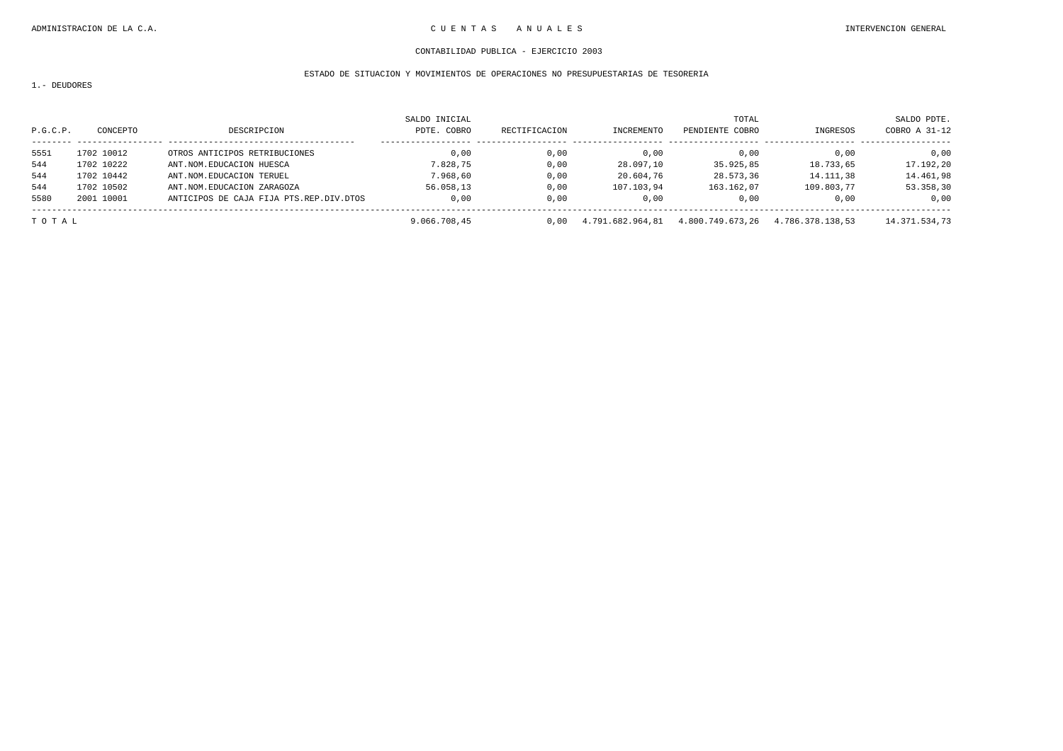CONTABILIDAD PUBLICA - EJERCICIO 2003

ESTADO DE SITUACION Y MOVIMIENTOS DE OPERACIONES NO PRESUPUESTARIAS DE TESORERIA

1.- DEUDORES

| P.G.C.P. | CONCEPTO | DESCRIPCION | SALDO INICIAL PDTE. COBRO | RECTIFICACION | INCREMENTO | TOTAL PENDIENTE COBRO | INGRESOS | SALDO PDTE. COBRO A 31-12 |
|---|---|---|---|---|---|---|---|---|
| 5551 | 1702 10012 | OTROS ANTICIPOS RETRIBUCIONES | 0,00 | 0,00 | 0,00 | 0,00 | 0,00 | 0,00 |
| 544 | 1702 10222 | ANT.NOM.EDUCACION HUESCA | 7.828,75 | 0,00 | 28.097,10 | 35.925,85 | 18.733,65 | 17.192,20 |
| 544 | 1702 10442 | ANT.NOM.EDUCACION TERUEL | 7.968,60 | 0,00 | 20.604,76 | 28.573,36 | 14.111,38 | 14.461,98 |
| 544 | 1702 10502 | ANT.NOM.EDUCACION ZARAGOZA | 56.058,13 | 0,00 | 107.103,94 | 163.162,07 | 109.803,77 | 53.358,30 |
| 5580 | 2001 10001 | ANTICIPOS DE CAJA FIJA PTS.REP.DIV.DTOS | 0,00 | 0,00 | 0,00 | 0,00 | 0,00 | 0,00 |
| T O T A L | | | 9.066.708,45 | 0,00 | 4.791.682.964,81 | 4.800.749.673,26 | 4.786.378.138,53 | 14.371.534,73 |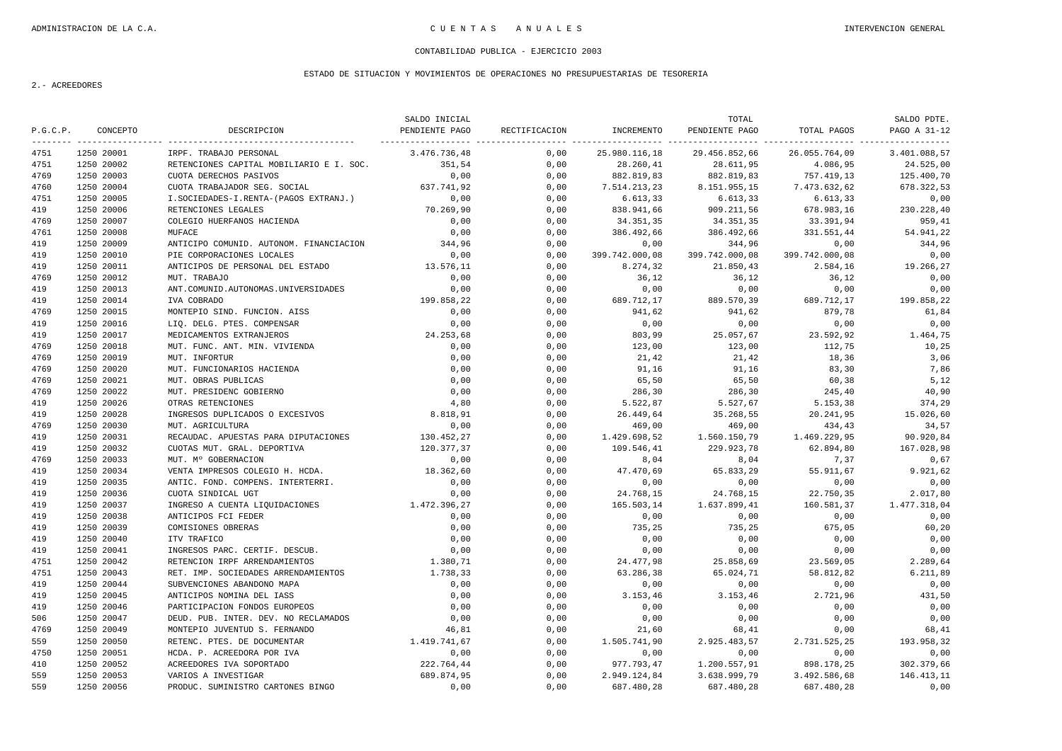CONTABILIDAD PUBLICA - EJERCICIO 2003

ESTADO DE SITUACION Y MOVIMIENTOS DE OPERACIONES NO PRESUPUESTARIAS DE TESORERIA

2.- ACREEDORES

| P.G.C.P. | CONCEPTO | DESCRIPCION | SALDO INICIAL PENDIENTE PAGO | RECTIFICACION | INCREMENTO | TOTAL PENDIENTE PAGO | TOTAL PAGOS | SALDO PDTE. PAGO A 31-12 |
|---|---|---|---|---|---|---|---|---|
| 4751 | 1250 20001 | IRPF. TRABAJO PERSONAL | 3.476.736,48 | 0,00 | 25.980.116,18 | 29.456.852,66 | 26.055.764,09 | 3.401.088,57 |
| 4751 | 1250 20002 | RETENCIONES CAPITAL MOBILIARIO E I. SOC. | 351,54 | 0,00 | 28.260,41 | 28.611,95 | 4.086,95 | 24.525,00 |
| 4769 | 1250 20003 | CUOTA DERECHOS PASIVOS | 0,00 | 0,00 | 882.819,83 | 882.819,83 | 757.419,13 | 125.400,70 |
| 4760 | 1250 20004 | CUOTA TRABAJADOR SEG. SOCIAL | 637.741,92 | 0,00 | 7.514.213,23 | 8.151.955,15 | 7.473.632,62 | 678.322,53 |
| 4751 | 1250 20005 | I.SOCIEDADES-I.RENTA-(PAGOS EXTRANJ.) | 0,00 | 0,00 | 6.613,33 | 6.613,33 | 6.613,33 | 0,00 |
| 419 | 1250 20006 | RETENCIONES LEGALES | 70.269,90 | 0,00 | 838.941,66 | 909.211,56 | 678.983,16 | 230.228,40 |
| 4769 | 1250 20007 | COLEGIO HUERFANOS HACIENDA | 0,00 | 0,00 | 34.351,35 | 34.351,35 | 33.391,94 | 959,41 |
| 4761 | 1250 20008 | MUFACE | 0,00 | 0,00 | 386.492,66 | 386.492,66 | 331.551,44 | 54.941,22 |
| 419 | 1250 20009 | ANTICIPO COMUNID. AUTONOM. FINANCIACION | 344,96 | 0,00 | 0,00 | 344,96 | 0,00 | 344,96 |
| 419 | 1250 20010 | PIE CORPORACIONES LOCALES | 0,00 | 0,00 | 399.742.000,08 | 399.742.000,08 | 399.742.000,08 | 0,00 |
| 419 | 1250 20011 | ANTICIPOS DE PERSONAL DEL ESTADO | 13.576,11 | 0,00 | 8.274,32 | 21.850,43 | 2.584,16 | 19.266,27 |
| 4769 | 1250 20012 | MUT. TRABAJO | 0,00 | 0,00 | 36,12 | 36,12 | 36,12 | 0,00 |
| 419 | 1250 20013 | ANT.COMUNID.AUTONOMAS.UNIVERSIDADES | 0,00 | 0,00 | 0,00 | 0,00 | 0,00 | 0,00 |
| 419 | 1250 20014 | IVA COBRADO | 199.858,22 | 0,00 | 689.712,17 | 889.570,39 | 689.712,17 | 199.858,22 |
| 4769 | 1250 20015 | MONTEPIO SIND. FUNCION. AISS | 0,00 | 0,00 | 941,62 | 941,62 | 879,78 | 61,84 |
| 419 | 1250 20016 | LIQ. DELG. PTES. COMPENSAR | 0,00 | 0,00 | 0,00 | 0,00 | 0,00 | 0,00 |
| 419 | 1250 20017 | MEDICAMENTOS EXTRANJEROS | 24.253,68 | 0,00 | 803,99 | 25.057,67 | 23.592,92 | 1.464,75 |
| 4769 | 1250 20018 | MUT. FUNC. ANT. MIN. VIVIENDA | 0,00 | 0,00 | 123,00 | 123,00 | 112,75 | 10,25 |
| 4769 | 1250 20019 | MUT. INFORTUR | 0,00 | 0,00 | 21,42 | 21,42 | 18,36 | 3,06 |
| 4769 | 1250 20020 | MUT. FUNCIONARIOS HACIENDA | 0,00 | 0,00 | 91,16 | 91,16 | 83,30 | 7,86 |
| 4769 | 1250 20021 | MUT. OBRAS PUBLICAS | 0,00 | 0,00 | 65,50 | 65,50 | 60,38 | 5,12 |
| 4769 | 1250 20022 | MUT. PRESIDENC GOBIERNO | 0,00 | 0,00 | 286,30 | 286,30 | 245,40 | 40,90 |
| 419 | 1250 20026 | OTRAS RETENCIONES | 4,80 | 0,00 | 5.522,87 | 5.527,67 | 5.153,38 | 374,29 |
| 419 | 1250 20028 | INGRESOS DUPLICADOS O EXCESIVOS | 8.818,91 | 0,00 | 26.449,64 | 35.268,55 | 20.241,95 | 15.026,60 |
| 4769 | 1250 20030 | MUT. AGRICULTURA | 0,00 | 0,00 | 469,00 | 469,00 | 434,43 | 34,57 |
| 419 | 1250 20031 | RECAUDAC. APUESTAS PARA DIPUTACIONES | 130.452,27 | 0,00 | 1.429.698,52 | 1.560.150,79 | 1.469.229,95 | 90.920,84 |
| 419 | 1250 20032 | CUOTAS MUT. GRAL. DEPORTIVA | 120.377,37 | 0,00 | 109.546,41 | 229.923,78 | 62.894,80 | 167.028,98 |
| 4769 | 1250 20033 | MUT. Mº GOBERNACION | 0,00 | 0,00 | 8,04 | 8,04 | 7,37 | 0,67 |
| 419 | 1250 20034 | VENTA IMPRESOS COLEGIO H. HCDA. | 18.362,60 | 0,00 | 47.470,69 | 65.833,29 | 55.911,67 | 9.921,62 |
| 419 | 1250 20035 | ANTIC. FOND. COMPENS. INTERTERRI. | 0,00 | 0,00 | 0,00 | 0,00 | 0,00 | 0,00 |
| 419 | 1250 20036 | CUOTA SINDICAL UGT | 0,00 | 0,00 | 24.768,15 | 24.768,15 | 22.750,35 | 2.017,80 |
| 419 | 1250 20037 | INGRESO A CUENTA LIQUIDACIONES | 1.472.396,27 | 0,00 | 165.503,14 | 1.637.899,41 | 160.581,37 | 1.477.318,04 |
| 419 | 1250 20038 | ANTICIPOS FCI FEDER | 0,00 | 0,00 | 0,00 | 0,00 | 0,00 | 0,00 |
| 419 | 1250 20039 | COMISIONES OBRERAS | 0,00 | 0,00 | 735,25 | 735,25 | 675,05 | 60,20 |
| 419 | 1250 20040 | ITV TRAFICO | 0,00 | 0,00 | 0,00 | 0,00 | 0,00 | 0,00 |
| 419 | 1250 20041 | INGRESOS PARC. CERTIF. DESCUB. | 0,00 | 0,00 | 0,00 | 0,00 | 0,00 | 0,00 |
| 4751 | 1250 20042 | RETENCION IRPF ARRENDAMIENTOS | 1.380,71 | 0,00 | 24.477,98 | 25.858,69 | 23.569,05 | 2.289,64 |
| 4751 | 1250 20043 | RET. IMP. SOCIEDADES ARRENDAMIENTOS | 1.738,33 | 0,00 | 63.286,38 | 65.024,71 | 58.812,82 | 6.211,89 |
| 419 | 1250 20044 | SUBVENCIONES ABANDONO MAPA | 0,00 | 0,00 | 0,00 | 0,00 | 0,00 | 0,00 |
| 419 | 1250 20045 | ANTICIPOS NOMINA DEL IASS | 0,00 | 0,00 | 3.153,46 | 3.153,46 | 2.721,96 | 431,50 |
| 419 | 1250 20046 | PARTICIPACION FONDOS EUROPEOS | 0,00 | 0,00 | 0,00 | 0,00 | 0,00 | 0,00 |
| 506 | 1250 20047 | DEUD. PUB. INTER. DEV. NO RECLAMADOS | 0,00 | 0,00 | 0,00 | 0,00 | 0,00 | 0,00 |
| 4769 | 1250 20049 | MONTEPIO JUVENTUD S. FERNANDO | 46,81 | 0,00 | 21,60 | 68,41 | 0,00 | 68,41 |
| 559 | 1250 20050 | RETENC. PTES. DE DOCUMENTAR | 1.419.741,67 | 0,00 | 1.505.741,90 | 2.925.483,57 | 2.731.525,25 | 193.958,32 |
| 4750 | 1250 20051 | HCDA. P. ACREEDORA POR IVA | 0,00 | 0,00 | 0,00 | 0,00 | 0,00 | 0,00 |
| 410 | 1250 20052 | ACREEDORES IVA SOPORTADO | 222.764,44 | 0,00 | 977.793,47 | 1.200.557,91 | 898.178,25 | 302.379,66 |
| 559 | 1250 20053 | VARIOS A INVESTIGAR | 689.874,95 | 0,00 | 2.949.124,84 | 3.638.999,79 | 3.492.586,68 | 146.413,11 |
| 559 | 1250 20056 | PRODUC. SUMINISTRO CARTONES BINGO | 0,00 | 0,00 | 687.480,28 | 687.480,28 | 687.480,28 | 0,00 |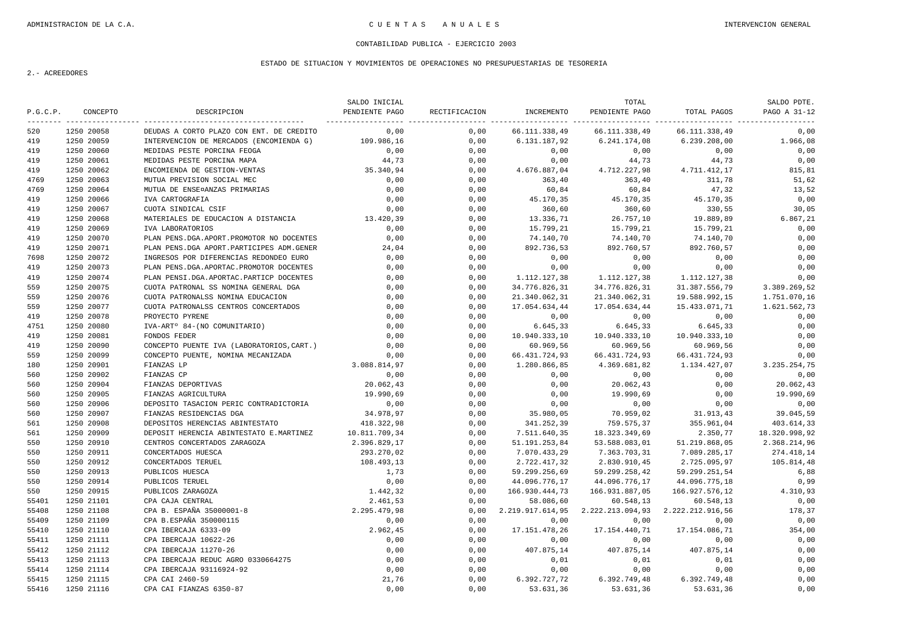ADMINISTRACION DE LA C.A. — CUENTAS ANUALES — INTERVENCION GENERAL

CONTABILIDAD PUBLICA - EJERCICIO 2003

ESTADO DE SITUACION Y MOVIMIENTOS DE OPERACIONES NO PRESUPUESTARIAS DE TESORERIA

2.- ACREEDORES

| P.G.C.P. | CONCEPTO | DESCRIPCION | SALDO INICIAL PENDIENTE PAGO | RECTIFICACION | INCREMENTO | TOTAL PENDIENTE PAGO | TOTAL PAGOS | SALDO PDTE. PAGO A 31-12 |
|---|---|---|---|---|---|---|---|---|
| 520 | 1250 20058 | DEUDAS A CORTO PLAZO CON ENT. DE CREDITO | 0,00 | 0,00 | 66.111.338,49 | 66.111.338,49 | 66.111.338,49 | 0,00 |
| 419 | 1250 20059 | INTERVENCION DE MERCADOS (ENCOMIENDA G) | 109.986,16 | 0,00 | 6.131.187,92 | 6.241.174,08 | 6.239.208,00 | 1.966,08 |
| 419 | 1250 20060 | MEDIDAS PESTE PORCINA FEOGA | 0,00 | 0,00 | 0,00 | 0,00 | 0,00 | 0,00 |
| 419 | 1250 20061 | MEDIDAS PESTE PORCINA MAPA | 44,73 | 0,00 | 0,00 | 44,73 | 44,73 | 0,00 |
| 419 | 1250 20062 | ENCOMIENDA DE GESTION-VENTAS | 35.340,94 | 0,00 | 4.676.887,04 | 4.712.227,98 | 4.711.412,17 | 815,81 |
| 4769 | 1250 20063 | MUTUA PREVISION SOCIAL MEC | 0,00 | 0,00 | 363,40 | 363,40 | 311,78 | 51,62 |
| 4769 | 1250 20064 | MUTUA DE ENSE¤ANZAS PRIMARIAS | 0,00 | 0,00 | 60,84 | 60,84 | 47,32 | 13,52 |
| 419 | 1250 20066 | IVA CARTOGRAFIA | 0,00 | 0,00 | 45.170,35 | 45.170,35 | 45.170,35 | 0,00 |
| 419 | 1250 20067 | CUOTA SINDICAL CSIF | 0,00 | 0,00 | 360,60 | 360,60 | 330,55 | 30,05 |
| 419 | 1250 20068 | MATERIALES DE EDUCACION A DISTANCIA | 13.420,39 | 0,00 | 13.336,71 | 26.757,10 | 19.889,89 | 6.867,21 |
| 419 | 1250 20069 | IVA LABORATORIOS | 0,00 | 0,00 | 15.799,21 | 15.799,21 | 15.799,21 | 0,00 |
| 419 | 1250 20070 | PLAN PENS.DGA.APORT.PROMOTOR NO DOCENTES | 0,00 | 0,00 | 74.140,70 | 74.140,70 | 74.140,70 | 0,00 |
| 419 | 1250 20071 | PLAN PENS.DGA APORT.PARTICIPES ADM.GENER | 24,04 | 0,00 | 892.736,53 | 892.760,57 | 892.760,57 | 0,00 |
| 7698 | 1250 20072 | INGRESOS POR DIFERENCIAS REDONDEO EURO | 0,00 | 0,00 | 0,00 | 0,00 | 0,00 | 0,00 |
| 419 | 1250 20073 | PLAN PENS.DGA.APORTAC.PROMOTOR DOCENTES | 0,00 | 0,00 | 0,00 | 0,00 | 0,00 | 0,00 |
| 419 | 1250 20074 | PLAN PENSI.DGA.APORTAC.PARTICP DOCENTES | 0,00 | 0,00 | 1.112.127,38 | 1.112.127,38 | 1.112.127,38 | 0,00 |
| 559 | 1250 20075 | CUOTA PATRONAL SS NOMINA GENERAL DGA | 0,00 | 0,00 | 34.776.826,31 | 34.776.826,31 | 31.387.556,79 | 3.389.269,52 |
| 559 | 1250 20076 | CUOTA PATRONALSS NOMINA EDUCACION | 0,00 | 0,00 | 21.340.062,31 | 21.340.062,31 | 19.588.992,15 | 1.751.070,16 |
| 559 | 1250 20077 | CUOTA PATRONALSS CENTROS CONCERTADOS | 0,00 | 0,00 | 17.054.634,44 | 17.054.634,44 | 15.433.071,71 | 1.621.562,73 |
| 419 | 1250 20078 | PROYECTO PYRENE | 0,00 | 0,00 | 0,00 | 0,00 | 0,00 | 0,00 |
| 4751 | 1250 20080 | IVA-ARTº 84-(NO COMUNITARIO) | 0,00 | 0,00 | 6.645,33 | 6.645,33 | 6.645,33 | 0,00 |
| 419 | 1250 20081 | FONDOS FEDER | 0,00 | 0,00 | 10.940.333,10 | 10.940.333,10 | 10.940.333,10 | 0,00 |
| 419 | 1250 20090 | CONCEPTO PUENTE IVA (LABORATORIOS,CART.) | 0,00 | 0,00 | 60.969,56 | 60.969,56 | 60.969,56 | 0,00 |
| 559 | 1250 20099 | CONCEPTO PUENTE, NOMINA MECANIZADA | 0,00 | 0,00 | 66.431.724,93 | 66.431.724,93 | 66.431.724,93 | 0,00 |
| 180 | 1250 20901 | FIANZAS LP | 3.088.814,97 | 0,00 | 1.280.866,85 | 4.369.681,82 | 1.134.427,07 | 3.235.254,75 |
| 560 | 1250 20902 | FIANZAS CP | 0,00 | 0,00 | 0,00 | 0,00 | 0,00 | 0,00 |
| 560 | 1250 20904 | FIANZAS DEPORTIVAS | 20.062,43 | 0,00 | 0,00 | 20.062,43 | 0,00 | 20.062,43 |
| 560 | 1250 20905 | FIANZAS AGRICULTURA | 19.990,69 | 0,00 | 0,00 | 19.990,69 | 0,00 | 19.990,69 |
| 560 | 1250 20906 | DEPOSITO TASACION PERIC CONTRADICTORIA | 0,00 | 0,00 | 0,00 | 0,00 | 0,00 | 0,00 |
| 560 | 1250 20907 | FIANZAS RESIDENCIAS DGA | 34.978,97 | 0,00 | 35.980,05 | 70.959,02 | 31.913,43 | 39.045,59 |
| 561 | 1250 20908 | DEPOSITOS HERENCIAS ABINTESTATO | 418.322,98 | 0,00 | 341.252,39 | 759.575,37 | 355.961,04 | 403.614,33 |
| 561 | 1250 20909 | DEPOSIT HERENCIA ABINTESTATO E.MARTINEZ | 10.811.709,34 | 0,00 | 7.511.640,35 | 18.323.349,69 | 2.350,77 | 18.320.998,92 |
| 550 | 1250 20910 | CENTROS CONCERTADOS ZARAGOZA | 2.396.829,17 | 0,00 | 51.191.253,84 | 53.588.083,01 | 51.219.868,05 | 2.368.214,96 |
| 550 | 1250 20911 | CONCERTADOS HUESCA | 293.270,02 | 0,00 | 7.070.433,29 | 7.363.703,31 | 7.089.285,17 | 274.418,14 |
| 550 | 1250 20912 | CONCERTADOS TERUEL | 108.493,13 | 0,00 | 2.722.417,32 | 2.830.910,45 | 2.725.095,97 | 105.814,48 |
| 550 | 1250 20913 | PUBLICOS HUESCA | 1,73 | 0,00 | 59.299.256,69 | 59.299.258,42 | 59.299.251,54 | 6,88 |
| 550 | 1250 20914 | PUBLICOS TERUEL | 0,00 | 0,00 | 44.096.776,17 | 44.096.776,17 | 44.096.775,18 | 0,99 |
| 550 | 1250 20915 | PUBLICOS ZARAGOZA | 1.442,32 | 0,00 | 166.930.444,73 | 166.931.887,05 | 166.927.576,12 | 4.310,93 |
| 55401 | 1250 21101 | CPA CAJA CENTRAL | 2.461,53 | 0,00 | 58.086,60 | 60.548,13 | 60.548,13 | 0,00 |
| 55408 | 1250 21108 | CPA B. ESPAÑA 35000001-8 | 2.295.479,98 | 0,00 | 2.219.917.614,95 | 2.222.213.094,93 | 2.222.212.916,56 | 178,37 |
| 55409 | 1250 21109 | CPA B.ESPAÑA 350000115 | 0,00 | 0,00 | 0,00 | 0,00 | 0,00 | 0,00 |
| 55410 | 1250 21110 | CPA IBERCAJA 6333-09 | 2.962,45 | 0,00 | 17.151.478,26 | 17.154.440,71 | 17.154.086,71 | 354,00 |
| 55411 | 1250 21111 | CPA IBERCAJA 10622-26 | 0,00 | 0,00 | 0,00 | 0,00 | 0,00 | 0,00 |
| 55412 | 1250 21112 | CPA IBERCAJA 11270-26 | 0,00 | 0,00 | 407.875,14 | 407.875,14 | 407.875,14 | 0,00 |
| 55413 | 1250 21113 | CPA IBERCAJA REDUC AGRO 0330664275 | 0,00 | 0,00 | 0,01 | 0,01 | 0,01 | 0,00 |
| 55414 | 1250 21114 | CPA IBERCAJA 93116924-92 | 0,00 | 0,00 | 0,00 | 0,00 | 0,00 | 0,00 |
| 55415 | 1250 21115 | CPA CAI 2460-59 | 21,76 | 0,00 | 6.392.727,72 | 6.392.749,48 | 6.392.749,48 | 0,00 |
| 55416 | 1250 21116 | CPA CAI FIANZAS 6350-87 | 0,00 | 0,00 | 53.631,36 | 53.631,36 | 53.631,36 | 0,00 |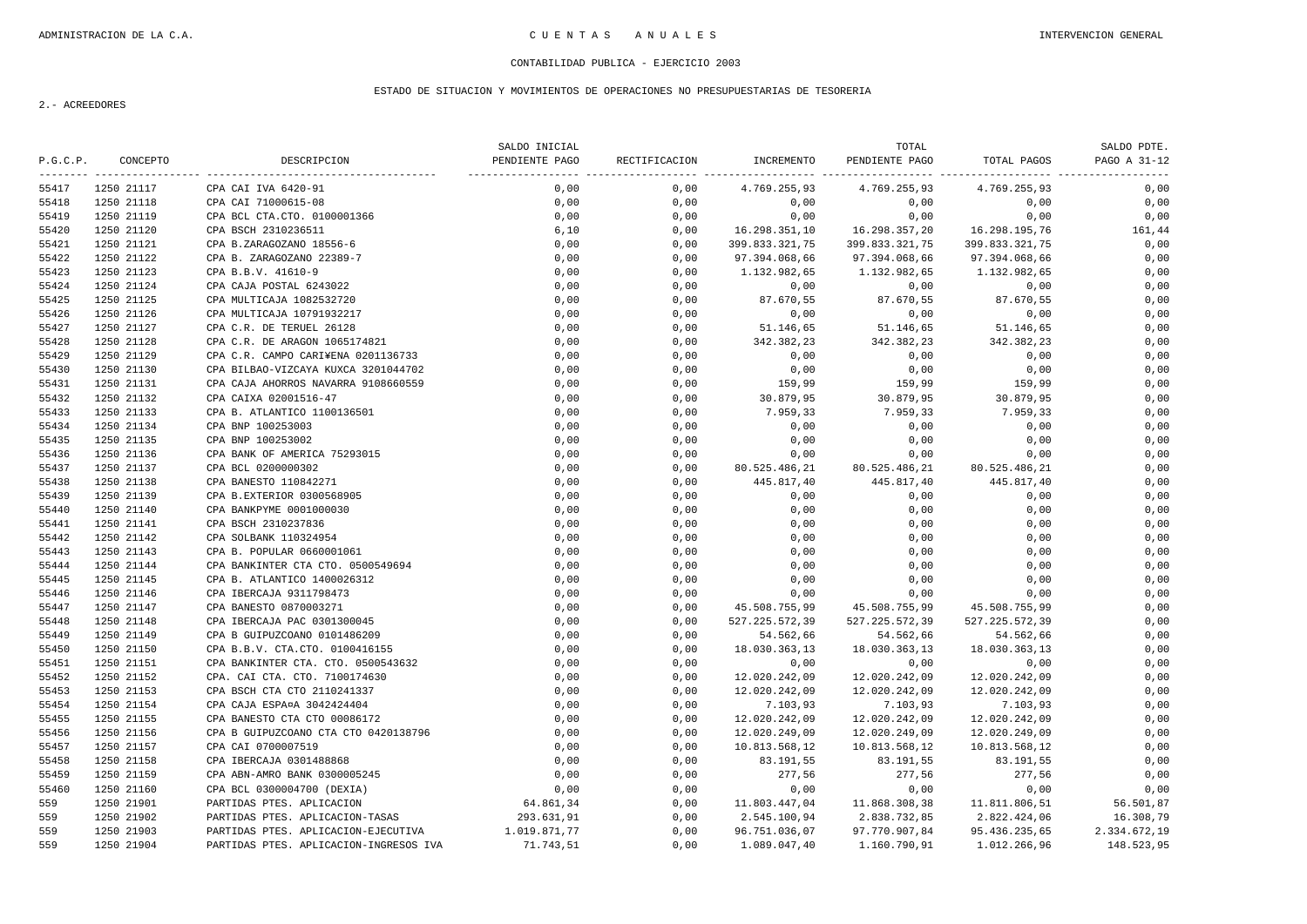CONTABILIDAD PUBLICA - EJERCICIO 2003

ESTADO DE SITUACION Y MOVIMIENTOS DE OPERACIONES NO PRESUPUESTARIAS DE TESORERIA

2.- ACREEDORES

| P.G.C.P. | CONCEPTO | DESCRIPCION | SALDO INICIAL PENDIENTE PAGO | RECTIFICACION | INCREMENTO | TOTAL PENDIENTE PAGO | TOTAL PAGOS | SALDO PDTE. PAGO A 31-12 |
|---|---|---|---|---|---|---|---|---|
| 55417 | 1250 21117 | CPA CAI IVA 6420-91 | 0,00 | 0,00 | 4.769.255,93 | 4.769.255,93 | 4.769.255,93 | 0,00 |
| 55418 | 1250 21118 | CPA CAI 71000615-08 | 0,00 | 0,00 | 0,00 | 0,00 | 0,00 | 0,00 |
| 55419 | 1250 21119 | CPA BCL CTA.CTO. 0100001366 | 0,00 | 0,00 | 0,00 | 0,00 | 0,00 | 0,00 |
| 55420 | 1250 21120 | CPA BSCH 2310236511 | 6,10 | 0,00 | 16.298.351,10 | 16.298.357,20 | 16.298.195,76 | 161,44 |
| 55421 | 1250 21121 | CPA B.ZARAGOZANO 18556-6 | 0,00 | 0,00 | 399.833.321,75 | 399.833.321,75 | 399.833.321,75 | 0,00 |
| 55422 | 1250 21122 | CPA B. ZARAGOZANO 22389-7 | 0,00 | 0,00 | 97.394.068,66 | 97.394.068,66 | 97.394.068,66 | 0,00 |
| 55423 | 1250 21123 | CPA B.B.V. 41610-9 | 0,00 | 0,00 | 1.132.982,65 | 1.132.982,65 | 1.132.982,65 | 0,00 |
| 55424 | 1250 21124 | CPA CAJA POSTAL 6243022 | 0,00 | 0,00 | 0,00 | 0,00 | 0,00 | 0,00 |
| 55425 | 1250 21125 | CPA MULTICAJA 1082532720 | 0,00 | 0,00 | 87.670,55 | 87.670,55 | 87.670,55 | 0,00 |
| 55426 | 1250 21126 | CPA MULTICAJA 10791932217 | 0,00 | 0,00 | 0,00 | 0,00 | 0,00 | 0,00 |
| 55427 | 1250 21127 | CPA C.R. DE TERUEL 26128 | 0,00 | 0,00 | 51.146,65 | 51.146,65 | 51.146,65 | 0,00 |
| 55428 | 1250 21128 | CPA C.R. DE ARAGON 1065174821 | 0,00 | 0,00 | 342.382,23 | 342.382,23 | 342.382,23 | 0,00 |
| 55429 | 1250 21129 | CPA C.R. CAMPO CARI¥ENA 0201136733 | 0,00 | 0,00 | 0,00 | 0,00 | 0,00 | 0,00 |
| 55430 | 1250 21130 | CPA BILBAO-VIZCAYA KUXCA 3201044702 | 0,00 | 0,00 | 0,00 | 0,00 | 0,00 | 0,00 |
| 55431 | 1250 21131 | CPA CAJA AHORROS NAVARRA 9108660559 | 0,00 | 0,00 | 159,99 | 159,99 | 159,99 | 0,00 |
| 55432 | 1250 21132 | CPA CAIXA 02001516-47 | 0,00 | 0,00 | 30.879,95 | 30.879,95 | 30.879,95 | 0,00 |
| 55433 | 1250 21133 | CPA B. ATLANTICO 1100136501 | 0,00 | 0,00 | 7.959,33 | 7.959,33 | 7.959,33 | 0,00 |
| 55434 | 1250 21134 | CPA BNP 100253003 | 0,00 | 0,00 | 0,00 | 0,00 | 0,00 | 0,00 |
| 55435 | 1250 21135 | CPA BNP 100253002 | 0,00 | 0,00 | 0,00 | 0,00 | 0,00 | 0,00 |
| 55436 | 1250 21136 | CPA BANK OF AMERICA 75293015 | 0,00 | 0,00 | 0,00 | 0,00 | 0,00 | 0,00 |
| 55437 | 1250 21137 | CPA BCL 0200000302 | 0,00 | 0,00 | 80.525.486,21 | 80.525.486,21 | 80.525.486,21 | 0,00 |
| 55438 | 1250 21138 | CPA BANESTO 110842271 | 0,00 | 0,00 | 445.817,40 | 445.817,40 | 445.817,40 | 0,00 |
| 55439 | 1250 21139 | CPA B.EXTERIOR 0300568905 | 0,00 | 0,00 | 0,00 | 0,00 | 0,00 | 0,00 |
| 55440 | 1250 21140 | CPA BANKPYME 0001000030 | 0,00 | 0,00 | 0,00 | 0,00 | 0,00 | 0,00 |
| 55441 | 1250 21141 | CPA BSCH 2310237836 | 0,00 | 0,00 | 0,00 | 0,00 | 0,00 | 0,00 |
| 55442 | 1250 21142 | CPA SOLBANK 110324954 | 0,00 | 0,00 | 0,00 | 0,00 | 0,00 | 0,00 |
| 55443 | 1250 21143 | CPA B. POPULAR 0660001061 | 0,00 | 0,00 | 0,00 | 0,00 | 0,00 | 0,00 |
| 55444 | 1250 21144 | CPA BANKINTER CTA CTO. 0500549694 | 0,00 | 0,00 | 0,00 | 0,00 | 0,00 | 0,00 |
| 55445 | 1250 21145 | CPA B. ATLANTICO 1400026312 | 0,00 | 0,00 | 0,00 | 0,00 | 0,00 | 0,00 |
| 55446 | 1250 21146 | CPA IBERCAJA 9311798473 | 0,00 | 0,00 | 0,00 | 0,00 | 0,00 | 0,00 |
| 55447 | 1250 21147 | CPA BANESTO 0870003271 | 0,00 | 0,00 | 45.508.755,99 | 45.508.755,99 | 45.508.755,99 | 0,00 |
| 55448 | 1250 21148 | CPA IBERCAJA PAC 0301300045 | 0,00 | 0,00 | 527.225.572,39 | 527.225.572,39 | 527.225.572,39 | 0,00 |
| 55449 | 1250 21149 | CPA B GUIPUZCOANO 0101486209 | 0,00 | 0,00 | 54.562,66 | 54.562,66 | 54.562,66 | 0,00 |
| 55450 | 1250 21150 | CPA B.B.V. CTA.CTO. 0100416155 | 0,00 | 0,00 | 18.030.363,13 | 18.030.363,13 | 18.030.363,13 | 0,00 |
| 55451 | 1250 21151 | CPA BANKINTER CTA. CTO. 0500543632 | 0,00 | 0,00 | 0,00 | 0,00 | 0,00 | 0,00 |
| 55452 | 1250 21152 | CPA. CAI CTA. CTO. 7100174630 | 0,00 | 0,00 | 12.020.242,09 | 12.020.242,09 | 12.020.242,09 | 0,00 |
| 55453 | 1250 21153 | CPA BSCH CTA CTO 2110241337 | 0,00 | 0,00 | 12.020.242,09 | 12.020.242,09 | 12.020.242,09 | 0,00 |
| 55454 | 1250 21154 | CPA CAJA ESPA¤A 3042424404 | 0,00 | 0,00 | 7.103,93 | 7.103,93 | 7.103,93 | 0,00 |
| 55455 | 1250 21155 | CPA BANESTO CTA CTO 00086172 | 0,00 | 0,00 | 12.020.242,09 | 12.020.242,09 | 12.020.242,09 | 0,00 |
| 55456 | 1250 21156 | CPA B GUIPUZCOANO CTA CTO 0420138796 | 0,00 | 0,00 | 12.020.249,09 | 12.020.249,09 | 12.020.249,09 | 0,00 |
| 55457 | 1250 21157 | CPA CAI 0700007519 | 0,00 | 0,00 | 10.813.568,12 | 10.813.568,12 | 10.813.568,12 | 0,00 |
| 55458 | 1250 21158 | CPA IBERCAJA 0301488868 | 0,00 | 0,00 | 83.191,55 | 83.191,55 | 83.191,55 | 0,00 |
| 55459 | 1250 21159 | CPA ABN-AMRO BANK 0300005245 | 0,00 | 0,00 | 277,56 | 277,56 | 277,56 | 0,00 |
| 55460 | 1250 21160 | CPA BCL 0300004700 (DEXIA) | 0,00 | 0,00 | 0,00 | 0,00 | 0,00 | 0,00 |
| 559 | 1250 21901 | PARTIDAS PTES. APLICACION | 64.861,34 | 0,00 | 11.803.447,04 | 11.868.308,38 | 11.811.806,51 | 56.501,87 |
| 559 | 1250 21902 | PARTIDAS PTES. APLICACION-TASAS | 293.631,91 | 0,00 | 2.545.100,94 | 2.838.732,85 | 2.822.424,06 | 16.308,79 |
| 559 | 1250 21903 | PARTIDAS PTES. APLICACION-EJECUTIVA | 1.019.871,77 | 0,00 | 96.751.036,07 | 97.770.907,84 | 95.436.235,65 | 2.334.672,19 |
| 559 | 1250 21904 | PARTIDAS PTES. APLICACION-INGRESOS IVA | 71.743,51 | 0,00 | 1.089.047,40 | 1.160.790,91 | 1.012.266,96 | 148.523,95 |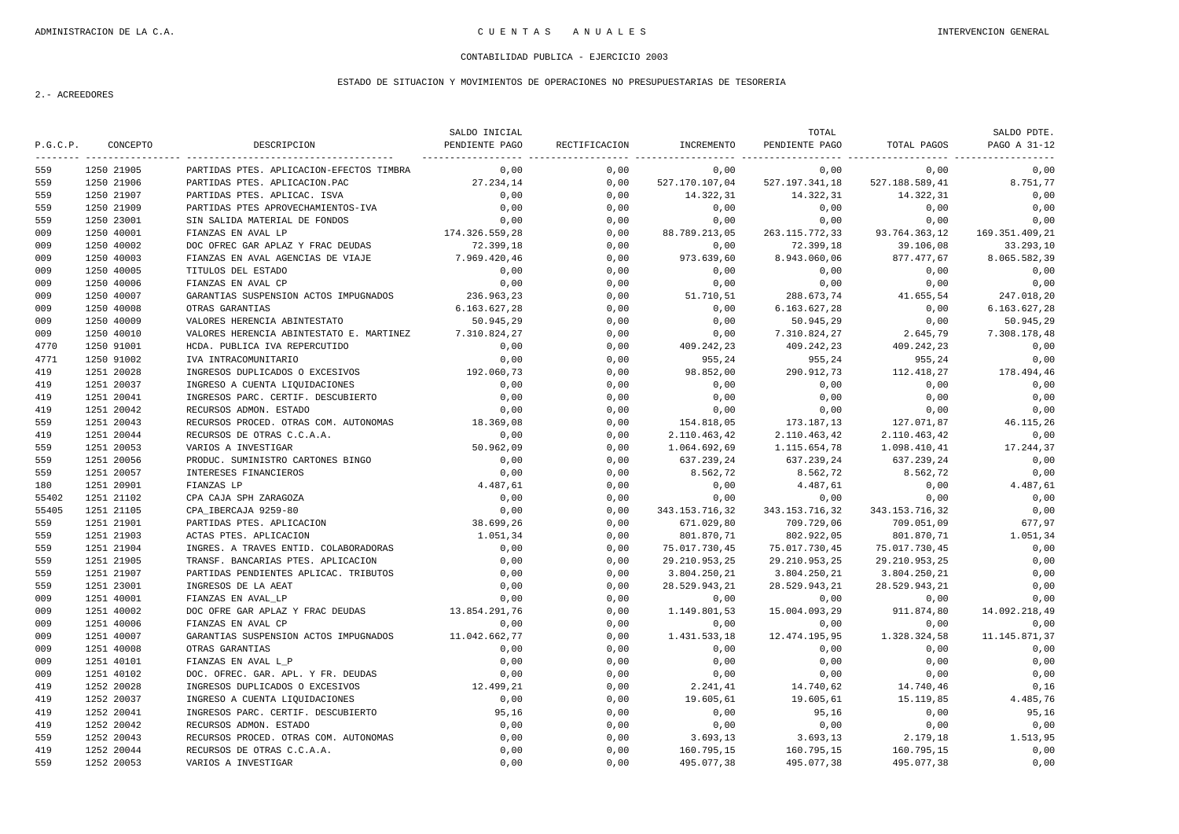CONTABILIDAD PUBLICA - EJERCICIO 2003

ESTADO DE SITUACION Y MOVIMIENTOS DE OPERACIONES NO PRESUPUESTARIAS DE TESORERIA

2.- ACREEDORES

| P.G.C.P. | CONCEPTO | DESCRIPCION | SALDO INICIAL PENDIENTE PAGO | RECTIFICACION | INCREMENTO | TOTAL PENDIENTE PAGO | TOTAL PAGOS | SALDO PDTE. PAGO A 31-12 |
|---|---|---|---|---|---|---|---|---|
| 559 | 1250 21905 | PARTIDAS PTES. APLICACION-EFECTOS TIMBRA | 0,00 | 0,00 | 0,00 | 0,00 | 0,00 | 0,00 |
| 559 | 1250 21906 | PARTIDAS PTES. APLICACION.PAC | 27.234,14 | 0,00 | 527.170.107,04 | 527.197.341,18 | 527.188.589,41 | 8.751,77 |
| 559 | 1250 21907 | PARTIDAS PTES. APLICAC. ISVA | 0,00 | 0,00 | 14.322,31 | 14.322,31 | 14.322,31 | 0,00 |
| 559 | 1250 21909 | PARTIDAS PTES APROVECHAMIENTOS-IVA | 0,00 | 0,00 | 0,00 | 0,00 | 0,00 | 0,00 |
| 559 | 1250 23001 | SIN SALIDA MATERIAL DE FONDOS | 0,00 | 0,00 | 0,00 | 0,00 | 0,00 | 0,00 |
| 009 | 1250 40001 | FIANZAS EN AVAL LP | 174.326.559,28 | 0,00 | 88.789.213,05 | 263.115.772,33 | 93.764.363,12 | 169.351.409,21 |
| 009 | 1250 40002 | DOC OFREC GAR APLAZ Y FRAC DEUDAS | 72.399,18 | 0,00 | 0,00 | 72.399,18 | 39.106,08 | 33.293,10 |
| 009 | 1250 40003 | FIANZAS EN AVAL AGENCIAS DE VIAJE | 7.969.420,46 | 0,00 | 973.639,60 | 8.943.060,06 | 877.477,67 | 8.065.582,39 |
| 009 | 1250 40005 | TITULOS DEL ESTADO | 0,00 | 0,00 | 0,00 | 0,00 | 0,00 | 0,00 |
| 009 | 1250 40006 | FIANZAS EN AVAL CP | 0,00 | 0,00 | 0,00 | 0,00 | 0,00 | 0,00 |
| 009 | 1250 40007 | GARANTIAS SUSPENSION ACTOS IMPUGNADOS | 236.963,23 | 0,00 | 51.710,51 | 288.673,74 | 41.655,54 | 247.018,20 |
| 009 | 1250 40008 | OTRAS GARANTIAS | 6.163.627,28 | 0,00 | 0,00 | 6.163.627,28 | 0,00 | 6.163.627,28 |
| 009 | 1250 40009 | VALORES HERENCIA ABINTESTATO | 50.945,29 | 0,00 | 0,00 | 50.945,29 | 0,00 | 50.945,29 |
| 009 | 1250 40010 | VALORES HERENCIA ABINTESTATO E. MARTINEZ | 7.310.824,27 | 0,00 | 0,00 | 7.310.824,27 | 2.645,79 | 7.308.178,48 |
| 4770 | 1250 91001 | HCDA. PUBLICA IVA REPERCUTIDO | 0,00 | 0,00 | 409.242,23 | 409.242,23 | 409.242,23 | 0,00 |
| 4771 | 1250 91002 | IVA INTRACOMUNITARIO | 0,00 | 0,00 | 955,24 | 955,24 | 955,24 | 0,00 |
| 419 | 1251 20028 | INGRESOS DUPLICADOS O EXCESIVOS | 192.060,73 | 0,00 | 98.852,00 | 290.912,73 | 112.418,27 | 178.494,46 |
| 419 | 1251 20037 | INGRESO A CUENTA LIQUIDACIONES | 0,00 | 0,00 | 0,00 | 0,00 | 0,00 | 0,00 |
| 419 | 1251 20041 | INGRESOS PARC. CERTIF. DESCUBIERTO | 0,00 | 0,00 | 0,00 | 0,00 | 0,00 | 0,00 |
| 419 | 1251 20042 | RECURSOS ADMON. ESTADO | 0,00 | 0,00 | 0,00 | 0,00 | 0,00 | 0,00 |
| 559 | 1251 20043 | RECURSOS PROCED. OTRAS COM. AUTONOMAS | 18.369,08 | 0,00 | 154.818,05 | 173.187,13 | 127.071,87 | 46.115,26 |
| 419 | 1251 20044 | RECURSOS DE OTRAS C.C.A.A. | 0,00 | 0,00 | 2.110.463,42 | 2.110.463,42 | 2.110.463,42 | 0,00 |
| 559 | 1251 20053 | VARIOS A INVESTIGAR | 50.962,09 | 0,00 | 1.064.692,69 | 1.115.654,78 | 1.098.410,41 | 17.244,37 |
| 559 | 1251 20056 | PRODUC. SUMINISTRO CARTONES BINGO | 0,00 | 0,00 | 637.239,24 | 637.239,24 | 637.239,24 | 0,00 |
| 559 | 1251 20057 | INTERESES FINANCIEROS | 0,00 | 0,00 | 8.562,72 | 8.562,72 | 8.562,72 | 0,00 |
| 180 | 1251 20901 | FIANZAS LP | 4.487,61 | 0,00 | 0,00 | 4.487,61 | 0,00 | 4.487,61 |
| 55402 | 1251 21102 | CPA CAJA SPH ZARAGOZA | 0,00 | 0,00 | 0,00 | 0,00 | 0,00 | 0,00 |
| 55405 | 1251 21105 | CPA_IBERCAJA 9259-80 | 0,00 | 0,00 | 343.153.716,32 | 343.153.716,32 | 343.153.716,32 | 0,00 |
| 559 | 1251 21901 | PARTIDAS PTES. APLICACION | 38.699,26 | 0,00 | 671.029,80 | 709.729,06 | 709.051,09 | 677,97 |
| 559 | 1251 21903 | ACTAS PTES. APLICACION | 1.051,34 | 0,00 | 801.870,71 | 802.922,05 | 801.870,71 | 1.051,34 |
| 559 | 1251 21904 | INGRES. A TRAVES ENTID. COLABORADORAS | 0,00 | 0,00 | 75.017.730,45 | 75.017.730,45 | 75.017.730,45 | 0,00 |
| 559 | 1251 21905 | TRANSF. BANCARIAS PTES. APLICACION | 0,00 | 0,00 | 29.210.953,25 | 29.210.953,25 | 29.210.953,25 | 0,00 |
| 559 | 1251 21907 | PARTIDAS PENDIENTES APLICAC. TRIBUTOS | 0,00 | 0,00 | 3.804.250,21 | 3.804.250,21 | 3.804.250,21 | 0,00 |
| 559 | 1251 23001 | INGRESOS DE LA AEAT | 0,00 | 0,00 | 28.529.943,21 | 28.529.943,21 | 28.529.943,21 | 0,00 |
| 009 | 1251 40001 | FIANZAS EN AVAL_LP | 0,00 | 0,00 | 0,00 | 0,00 | 0,00 | 0,00 |
| 009 | 1251 40002 | DOC OFRE GAR APLAZ Y FRAC DEUDAS | 13.854.291,76 | 0,00 | 1.149.801,53 | 15.004.093,29 | 911.874,80 | 14.092.218,49 |
| 009 | 1251 40006 | FIANZAS EN AVAL CP | 0,00 | 0,00 | 0,00 | 0,00 | 0,00 | 0,00 |
| 009 | 1251 40007 | GARANTIAS SUSPENSION ACTOS IMPUGNADOS | 11.042.662,77 | 0,00 | 1.431.533,18 | 12.474.195,95 | 1.328.324,58 | 11.145.871,37 |
| 009 | 1251 40008 | OTRAS GARANTIAS | 0,00 | 0,00 | 0,00 | 0,00 | 0,00 | 0,00 |
| 009 | 1251 40101 | FIANZAS EN AVAL L_P | 0,00 | 0,00 | 0,00 | 0,00 | 0,00 | 0,00 |
| 009 | 1251 40102 | DOC. OFREC. GAR. APL. Y FR. DEUDAS | 0,00 | 0,00 | 0,00 | 0,00 | 0,00 | 0,00 |
| 419 | 1252 20028 | INGRESOS DUPLICADOS O EXCESIVOS | 12.499,21 | 0,00 | 2.241,41 | 14.740,62 | 14.740,46 | 0,16 |
| 419 | 1252 20037 | INGRESO A CUENTA LIQUIDACIONES | 0,00 | 0,00 | 19.605,61 | 19.605,61 | 15.119,85 | 4.485,76 |
| 419 | 1252 20041 | INGRESOS PARC. CERTIF. DESCUBIERTO | 95,16 | 0,00 | 0,00 | 95,16 | 0,00 | 95,16 |
| 419 | 1252 20042 | RECURSOS ADMON. ESTADO | 0,00 | 0,00 | 0,00 | 0,00 | 0,00 | 0,00 |
| 559 | 1252 20043 | RECURSOS PROCED. OTRAS COM. AUTONOMAS | 0,00 | 0,00 | 3.693,13 | 3.693,13 | 2.179,18 | 1.513,95 |
| 419 | 1252 20044 | RECURSOS DE OTRAS C.C.A.A. | 0,00 | 0,00 | 160.795,15 | 160.795,15 | 160.795,15 | 0,00 |
| 559 | 1252 20053 | VARIOS A INVESTIGAR | 0,00 | 0,00 | 495.077,38 | 495.077,38 | 495.077,38 | 0,00 |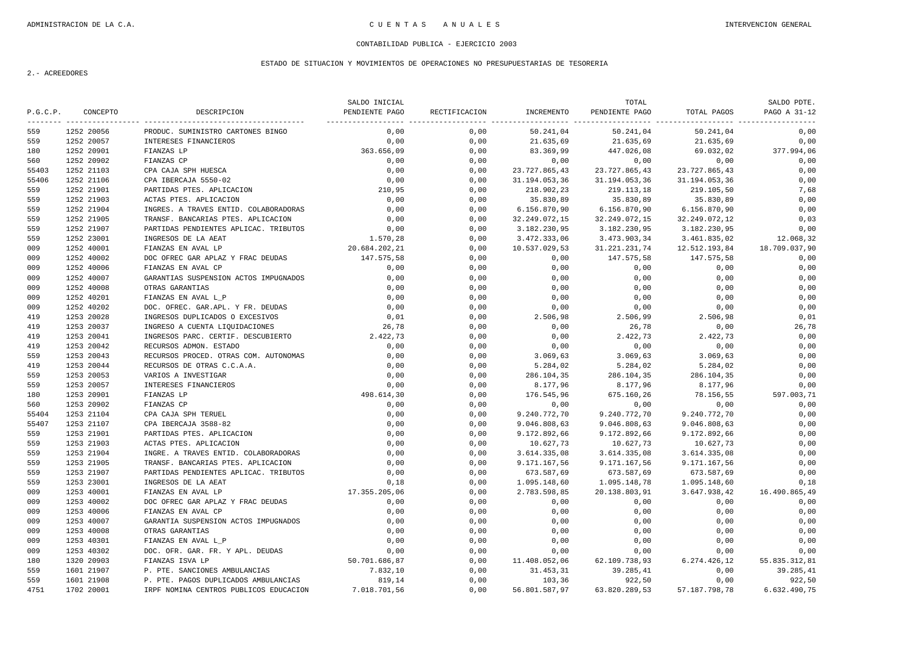CONTABILIDAD PUBLICA - EJERCICIO 2003

ESTADO DE SITUACION Y MOVIMIENTOS DE OPERACIONES NO PRESUPUESTARIAS DE TESORERIA

2.- ACREEDORES

| P.G.C.P. | CONCEPTO | DESCRIPCION | SALDO INICIAL PENDIENTE PAGO | RECTIFICACION | INCREMENTO | TOTAL PENDIENTE PAGO | TOTAL PAGOS | SALDO PDTE. PAGO A 31-12 |
|---|---|---|---|---|---|---|---|---|
| 559 | 1252 20056 | PRODUC. SUMINISTRO CARTONES BINGO | 0,00 | 0,00 | 50.241,04 | 50.241,04 | 50.241,04 | 0,00 |
| 559 | 1252 20057 | INTERESES FINANCIEROS | 0,00 | 0,00 | 21.635,69 | 21.635,69 | 21.635,69 | 0,00 |
| 180 | 1252 20901 | FIANZAS LP | 363.656,09 | 0,00 | 83.369,99 | 447.026,08 | 69.032,02 | 377.994,06 |
| 560 | 1252 20902 | FIANZAS CP | 0,00 | 0,00 | 0,00 | 0,00 | 0,00 | 0,00 |
| 55403 | 1252 21103 | CPA CAJA SPH HUESCA | 0,00 | 0,00 | 23.727.865,43 | 23.727.865,43 | 23.727.865,43 | 0,00 |
| 55406 | 1252 21106 | CPA IBERCAJA 5550-02 | 0,00 | 0,00 | 31.194.053,36 | 31.194.053,36 | 31.194.053,36 | 0,00 |
| 559 | 1252 21901 | PARTIDAS PTES. APLICACION | 210,95 | 0,00 | 218.902,23 | 219.113,18 | 219.105,50 | 7,68 |
| 559 | 1252 21903 | ACTAS PTES. APLICACION | 0,00 | 0,00 | 35.830,89 | 35.830,89 | 35.830,89 | 0,00 |
| 559 | 1252 21904 | INGRES. A TRAVES ENTID. COLABORADORAS | 0,00 | 0,00 | 6.156.870,90 | 6.156.870,90 | 6.156.870,90 | 0,00 |
| 559 | 1252 21905 | TRANSF. BANCARIAS PTES. APLICACION | 0,00 | 0,00 | 32.249.072,15 | 32.249.072,15 | 32.249.072,12 | 0,03 |
| 559 | 1252 21907 | PARTIDAS PENDIENTES APLICAC. TRIBUTOS | 0,00 | 0,00 | 3.182.230,95 | 3.182.230,95 | 3.182.230,95 | 0,00 |
| 559 | 1252 23001 | INGRESOS DE LA AEAT | 1.570,28 | 0,00 | 3.472.333,06 | 3.473.903,34 | 3.461.835,02 | 12.068,32 |
| 009 | 1252 40001 | FIANZAS EN AVAL LP | 20.684.202,21 | 0,00 | 10.537.029,53 | 31.221.231,74 | 12.512.193,84 | 18.709.037,90 |
| 009 | 1252 40002 | DOC OFREC GAR APLAZ Y FRAC DEUDAS | 147.575,58 | 0,00 | 0,00 | 147.575,58 | 147.575,58 | 0,00 |
| 009 | 1252 40006 | FIANZAS EN AVAL CP | 0,00 | 0,00 | 0,00 | 0,00 | 0,00 | 0,00 |
| 009 | 1252 40007 | GARANTIAS SUSPENSION ACTOS IMPUGNADOS | 0,00 | 0,00 | 0,00 | 0,00 | 0,00 | 0,00 |
| 009 | 1252 40008 | OTRAS GARANTIAS | 0,00 | 0,00 | 0,00 | 0,00 | 0,00 | 0,00 |
| 009 | 1252 40201 | FIANZAS EN AVAL L_P | 0,00 | 0,00 | 0,00 | 0,00 | 0,00 | 0,00 |
| 009 | 1252 40202 | DOC. OFREC. GAR.APL. Y FR. DEUDAS | 0,00 | 0,00 | 0,00 | 0,00 | 0,00 | 0,00 |
| 419 | 1253 20028 | INGRESOS DUPLICADOS O EXCESIVOS | 0,01 | 0,00 | 2.506,98 | 2.506,99 | 2.506,98 | 0,01 |
| 419 | 1253 20037 | INGRESO A CUENTA LIQUIDACIONES | 26,78 | 0,00 | 0,00 | 26,78 | 0,00 | 26,78 |
| 419 | 1253 20041 | INGRESOS PARC. CERTIF. DESCUBIERTO | 2.422,73 | 0,00 | 0,00 | 2.422,73 | 2.422,73 | 0,00 |
| 419 | 1253 20042 | RECURSOS ADMON. ESTADO | 0,00 | 0,00 | 0,00 | 0,00 | 0,00 | 0,00 |
| 559 | 1253 20043 | RECURSOS PROCED. OTRAS COM. AUTONOMAS | 0,00 | 0,00 | 3.069,63 | 3.069,63 | 3.069,63 | 0,00 |
| 419 | 1253 20044 | RECURSOS DE OTRAS C.C.A.A. | 0,00 | 0,00 | 5.284,02 | 5.284,02 | 5.284,02 | 0,00 |
| 559 | 1253 20053 | VARIOS A INVESTIGAR | 0,00 | 0,00 | 286.104,35 | 286.104,35 | 286.104,35 | 0,00 |
| 559 | 1253 20057 | INTERESES FINANCIEROS | 0,00 | 0,00 | 8.177,96 | 8.177,96 | 8.177,96 | 0,00 |
| 180 | 1253 20901 | FIANZAS LP | 498.614,30 | 0,00 | 176.545,96 | 675.160,26 | 78.156,55 | 597.003,71 |
| 560 | 1253 20902 | FIANZAS CP | 0,00 | 0,00 | 0,00 | 0,00 | 0,00 | 0,00 |
| 55404 | 1253 21104 | CPA CAJA SPH TERUEL | 0,00 | 0,00 | 9.240.772,70 | 9.240.772,70 | 9.240.772,70 | 0,00 |
| 55407 | 1253 21107 | CPA IBERCAJA 3588-82 | 0,00 | 0,00 | 9.046.808,63 | 9.046.808,63 | 9.046.808,63 | 0,00 |
| 559 | 1253 21901 | PARTIDAS PTES. APLICACION | 0,00 | 0,00 | 9.172.892,66 | 9.172.892,66 | 9.172.892,66 | 0,00 |
| 559 | 1253 21903 | ACTAS PTES. APLICACION | 0,00 | 0,00 | 10.627,73 | 10.627,73 | 10.627,73 | 0,00 |
| 559 | 1253 21904 | INGRE. A TRAVES ENTID. COLABORADORAS | 0,00 | 0,00 | 3.614.335,08 | 3.614.335,08 | 3.614.335,08 | 0,00 |
| 559 | 1253 21905 | TRANSF. BANCARIAS PTES. APLICACION | 0,00 | 0,00 | 9.171.167,56 | 9.171.167,56 | 9.171.167,56 | 0,00 |
| 559 | 1253 21907 | PARTIDAS PENDIENTES APLICAC. TRIBUTOS | 0,00 | 0,00 | 673.587,69 | 673.587,69 | 673.587,69 | 0,00 |
| 559 | 1253 23001 | INGRESOS DE LA AEAT | 0,18 | 0,00 | 1.095.148,60 | 1.095.148,78 | 1.095.148,60 | 0,18 |
| 009 | 1253 40001 | FIANZAS EN AVAL LP | 17.355.205,06 | 0,00 | 2.783.598,85 | 20.138.803,91 | 3.647.938,42 | 16.490.865,49 |
| 009 | 1253 40002 | DOC OFREC GAR APLAZ Y FRAC DEUDAS | 0,00 | 0,00 | 0,00 | 0,00 | 0,00 | 0,00 |
| 009 | 1253 40006 | FIANZAS EN AVAL CP | 0,00 | 0,00 | 0,00 | 0,00 | 0,00 | 0,00 |
| 009 | 1253 40007 | GARANTIA SUSPENSION ACTOS IMPUGNADOS | 0,00 | 0,00 | 0,00 | 0,00 | 0,00 | 0,00 |
| 009 | 1253 40008 | OTRAS GARANTIAS | 0,00 | 0,00 | 0,00 | 0,00 | 0,00 | 0,00 |
| 009 | 1253 40301 | FIANZAS EN AVAL L_P | 0,00 | 0,00 | 0,00 | 0,00 | 0,00 | 0,00 |
| 009 | 1253 40302 | DOC. OFR. GAR. FR. Y APL. DEUDAS | 0,00 | 0,00 | 0,00 | 0,00 | 0,00 | 0,00 |
| 180 | 1320 20903 | FIANZAS ISVA LP | 50.701.686,87 | 0,00 | 11.408.052,06 | 62.109.738,93 | 6.274.426,12 | 55.835.312,81 |
| 559 | 1601 21907 | P. PTE. SANCIONES AMBULANCIAS | 7.832,10 | 0,00 | 31.453,31 | 39.285,41 | 0,00 | 39.285,41 |
| 559 | 1601 21908 | P. PTE. PAGOS DUPLICADOS AMBULANCIAS | 819,14 | 0,00 | 103,36 | 922,50 | 0,00 | 922,50 |
| 4751 | 1702 20001 | IRPF NOMINA CENTROS PUBLICOS EDUCACION | 7.018.701,56 | 0,00 | 56.801.587,97 | 63.820.289,53 | 57.187.798,78 | 6.632.490,75 |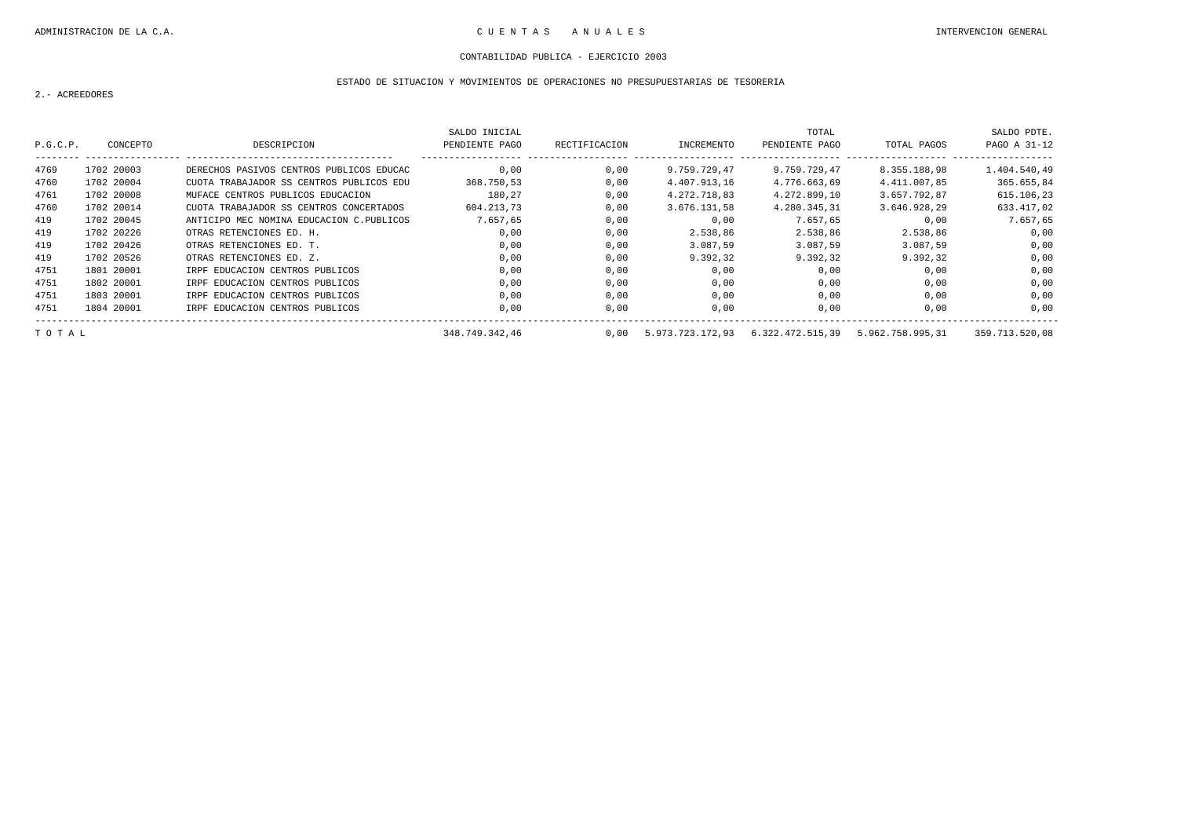ADMINISTRACION DE LA C.A. — C U E N T A S A N U A L E S — INTERVENCION GENERAL

CONTABILIDAD PUBLICA - EJERCICIO 2003

ESTADO DE SITUACION Y MOVIMIENTOS DE OPERACIONES NO PRESUPUESTARIAS DE TESORERIA

2.- ACREEDORES

| P.G.C.P. | CONCEPTO | DESCRIPCION | SALDO INICIAL PENDIENTE PAGO | RECTIFICACION | INCREMENTO | TOTAL PENDIENTE PAGO | TOTAL PAGOS | SALDO PDTE. PAGO A 31-12 |
|---|---|---|---|---|---|---|---|---|
| 4769 | 1702 20003 | DERECHOS PASIVOS CENTROS PUBLICOS EDUCAC | 0,00 | 0,00 | 9.759.729,47 | 9.759.729,47 | 8.355.188,98 | 1.404.540,49 |
| 4760 | 1702 20004 | CUOTA TRABAJADOR SS CENTROS PUBLICOS EDU | 368.750,53 | 0,00 | 4.407.913,16 | 4.776.663,69 | 4.411.007,85 | 365.655,84 |
| 4761 | 1702 20008 | MUFACE CENTROS PUBLICOS EDUCACION | 180,27 | 0,00 | 4.272.718,83 | 4.272.899,10 | 3.657.792,87 | 615.106,23 |
| 4760 | 1702 20014 | CUOTA TRABAJADOR SS CENTROS CONCERTADOS | 604.213,73 | 0,00 | 3.676.131,58 | 4.280.345,31 | 3.646.928,29 | 633.417,02 |
| 419 | 1702 20045 | ANTICIPO MEC NOMINA EDUCACION C.PUBLICOS | 7.657,65 | 0,00 | 0,00 | 7.657,65 | 0,00 | 7.657,65 |
| 419 | 1702 20226 | OTRAS RETENCIONES ED. H. | 0,00 | 0,00 | 2.538,86 | 2.538,86 | 2.538,86 | 0,00 |
| 419 | 1702 20426 | OTRAS RETENCIONES ED. T. | 0,00 | 0,00 | 3.087,59 | 3.087,59 | 3.087,59 | 0,00 |
| 419 | 1702 20526 | OTRAS RETENCIONES ED. Z. | 0,00 | 0,00 | 9.392,32 | 9.392,32 | 9.392,32 | 0,00 |
| 4751 | 1801 20001 | IRPF EDUCACION CENTROS PUBLICOS | 0,00 | 0,00 | 0,00 | 0,00 | 0,00 | 0,00 |
| 4751 | 1802 20001 | IRPF EDUCACION CENTROS PUBLICOS | 0,00 | 0,00 | 0,00 | 0,00 | 0,00 | 0,00 |
| 4751 | 1803 20001 | IRPF EDUCACION CENTROS PUBLICOS | 0,00 | 0,00 | 0,00 | 0,00 | 0,00 | 0,00 |
| 4751 | 1804 20001 | IRPF EDUCACION CENTROS PUBLICOS | 0,00 | 0,00 | 0,00 | 0,00 | 0,00 | 0,00 |
| T O T A L | | | 348.749.342,46 | 0,00 | 5.973.723.172,93 | 6.322.472.515,39 | 5.962.758.995,31 | 359.713.520,08 |